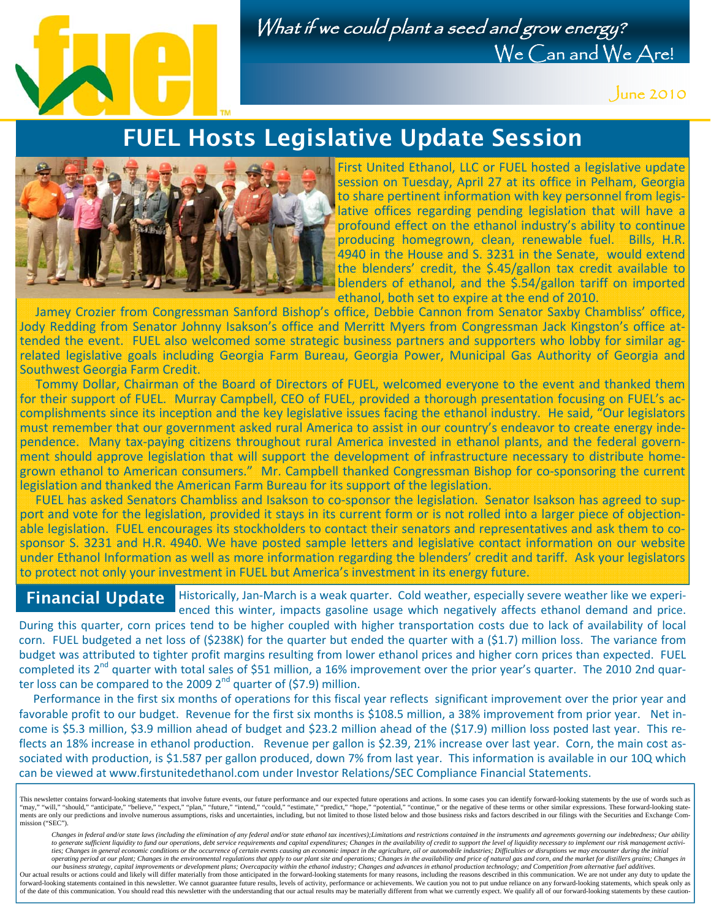What if we could plant a seed and grow energy?
We Can and We Are!

June 2010

# FUEL Hosts Legislative Update Session

First United Ethanol, LLC or FUEL hosted a legislative update session on Tuesday, April 27 at its office in Pelham, Georgia to share pertinent information with key personnel from legislative offices regarding pending legislation that will have a profound effect on the ethanol industry's ability to continue producing homegrown, clean, renewable fuel. Bills, H.R. 4940 in the House and S. 3231 in the Senate, would extend the blenders' credit, the $.45/gallon tax credit available to blenders of ethanol, and the $.54/gallon tariff on imported ethanol, both set to expire at the end of 2010.

Jamey Crozier from Congressman Sanford Bishop's office, Debbie Cannon from Senator Saxby Chambliss' office, Jody Redding from Senator Johnny Isakson's office and Merritt Myers from Congressman Jack Kingston's office attended the event. FUEL also welcomed some strategic business partners and supporters who lobby for similar agrelated legislative goals including Georgia Farm Bureau, Georgia Power, Municipal Gas Authority of Georgia and Southwest Georgia Farm Credit.

Tommy Dollar, Chairman of the Board of Directors of FUEL, welcomed everyone to the event and thanked them for their support of FUEL. Murray Campbell, CEO of FUEL, provided a thorough presentation focusing on FUEL's accomplishments since its inception and the key legislative issues facing the ethanol industry. He said, "Our legislators must remember that our government asked rural America to assist in our country's endeavor to create energy independence. Many tax-paying citizens throughout rural America invested in ethanol plants, and the federal government should approve legislation that will support the development of infrastructure necessary to distribute homegrown ethanol to American consumers." Mr. Campbell thanked Congressman Bishop for co-sponsoring the current legislation and thanked the American Farm Bureau for its support of the legislation.

FUEL has asked Senators Chambliss and Isakson to co-sponsor the legislation. Senator Isakson has agreed to support and vote for the legislation, provided it stays in its current form or is not rolled into a larger piece of objectionable legislation. FUEL encourages its stockholders to contact their senators and representatives and ask them to cosponsor S. 3231 and H.R. 4940. We have posted sample letters and legislative contact information on our website under Ethanol Information as well as more information regarding the blenders' credit and tariff. Ask your legislators to protect not only your investment in FUEL but America's investment in its energy future.

## Financial Update

Historically, Jan-March is a weak quarter. Cold weather, especially severe weather like we experienced this winter, impacts gasoline usage which negatively affects ethanol demand and price. During this quarter, corn prices tend to be higher coupled with higher transportation costs due to lack of availability of local corn. FUEL budgeted a net loss of ($238K) for the quarter but ended the quarter with a ($1.7) million loss. The variance from budget was attributed to tighter profit margins resulting from lower ethanol prices and higher corn prices than expected. FUEL completed its 2nd quarter with total sales of $51 million, a 16% improvement over the prior year's quarter. The 2010 2nd quarter loss can be compared to the 2009 2nd quarter of ($7.9) million.

Performance in the first six months of operations for this fiscal year reflects significant improvement over the prior year and favorable profit to our budget. Revenue for the first six months is $108.5 million, a 38% improvement from prior year. Net income is $5.3 million, $3.9 million ahead of budget and $23.2 million ahead of the ($17.9) million loss posted last year. This reflects an 18% increase in ethanol production. Revenue per gallon is $2.39, 21% increase over last year. Corn, the main cost associated with production, is $1.587 per gallon produced, down 7% from last year. This information is available in our 10Q which can be viewed at www.firstunitedethanol.com under Investor Relations/SEC Compliance Financial Statements.

This newsletter contains forward-looking statements that involve future events, our future performance and our expected future operations and actions. In some cases you can identify forward-looking statements by the use of words such as "may," "will," "should," "anticipate," "believe," "expect," "plan," "future," "intend," "could," "estimate," "predict," "hope," "potential," "continue," or the negative of these terms or other similar expressions. These forward-looking statements are only our predictions and involve numerous assumptions, risks and uncertainties, including, but not limited to those listed below and those business risks and factors described in our filings with the Securities and Exchange Commission ("SEC").

*Changes in federal and/or state laws (including the elimination of any federal and/or state ethanol tax incentives);Limitations and restrictions contained in the instruments and agreements governing our indebtedness; Our ability to generate sufficient liquidity to fund our operations, debt service requirements and capital expenditures; Changes in the availability of credit to support the level of liquidity necessary to implement our risk management activities; Changes in general economic conditions or the occurrence of certain events causing an economic impact in the agriculture, oil or automobile industries; Difficulties or disruptions we may encounter during the initial operating period at our plant; Changes in the environmental regulations that apply to our plant site and operations; Changes in the availability and price of natural gas and corn, and the market for distillers grains; Changes in our business strategy, capital improvements or development plans; Overcapacity within the ethanol industry; Changes and advances in ethanol production technology; and Competition from alternative fuel additives.*

Our actual results or actions could and likely will differ materially from those anticipated in the forward-looking statements for many reasons, including the reasons described in this communication. We are not under any duty to update the forward-looking statements contained in this newsletter. We cannot guarantee future results, levels of activity, performance or achievements. We caution you not to put undue reliance on any forward-looking statements, which speak only as of the date of this communication. You should read this newsletter with the understanding that our actual results may be materially different from what we currently expect. We qualify all of our forward-looking statements by these caution-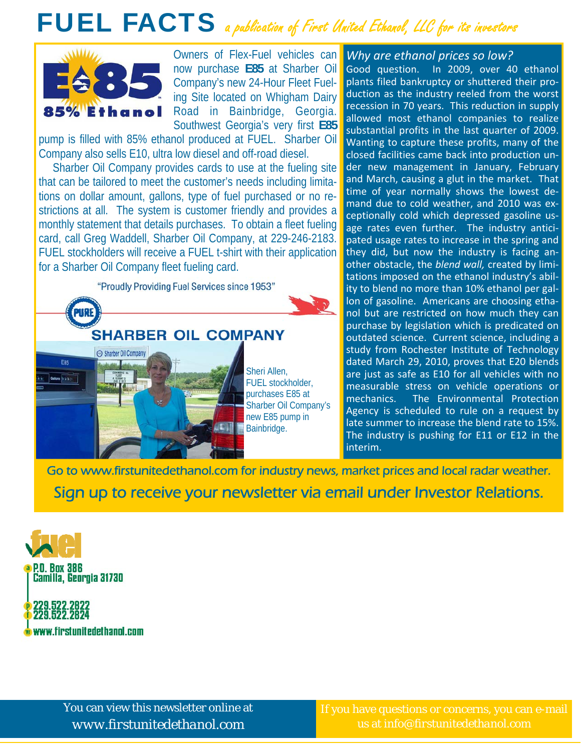# FUEL FACTS *a publication of First United Ethanol, LLC for its investors*

E85 85% Ethanol

Owners of Flex-Fuel vehicles can now purchase **E85** at Sharber Oil Company's new 24-Hour Fleet Fueling Site located on Whigham Dairy Road in Bainbridge, Georgia. Southwest Georgia's very first **E85** pump is filled with 85% ethanol produced at FUEL. Sharber Oil Company also sells E10, ultra low diesel and off-road diesel.

Sharber Oil Company provides cards to use at the fueling site that can be tailored to meet the customer's needs including limitations on dollar amount, gallons, type of fuel purchased or no restrictions at all. The system is customer friendly and provides a monthly statement that details purchases. To obtain a fleet fueling card, call Greg Waddell, Sharber Oil Company, at 229-246-2183. FUEL stockholders will receive a FUEL t-shirt with their application for a Sharber Oil Company fleet fueling card.

"Proudly Providing Fuel Services since 1953"

PURE

## SHARBER OIL COMPANY

Sheri Allen, FUEL stockholder, purchases E85 at Sharber Oil Company's new E85 pump in Bainbridge.

### *Why are ethanol prices so low?*

Good question. In 2009, over 40 ethanol plants filed bankruptcy or shuttered their production as the industry reeled from the worst recession in 70 years. This reduction in supply allowed most ethanol companies to realize substantial profits in the last quarter of 2009. Wanting to capture these profits, many of the closed facilities came back into production under new management in January, February and March, causing a glut in the market. That time of year normally shows the lowest demand due to cold weather, and 2010 was exceptionally cold which depressed gasoline usage rates even further. The industry anticipated usage rates to increase in the spring and they did, but now the industry is facing another obstacle, the *blend wall,* created by limitations imposed on the ethanol industry's ability to blend no more than 10% ethanol per gallon of gasoline. Americans are choosing ethanol but are restricted on how much they can purchase by legislation which is predicated on outdated science. Current science, including a study from Rochester Institute of Technology dated March 29, 2010, proves that E20 blends are just as safe as E10 for all vehicles with no measurable stress on vehicle operations or mechanics. The Environmental Protection Agency is scheduled to rule on a request by late summer to increase the blend rate to 15%. The industry is pushing for E11 or E12 in the interim.

Go to www.firstunitedethanol.com for industry news, market prices and local radar weather.

Sign up to receive your newsletter via email under Investor Relations.

fuel

a P.O. Box 386
Camilla, Georgia 31730

p 229.522.2822
f 229.522.2824

w www.firstunitedethanol.com

You can view this newsletter online at www.firstunitedethanol.com

If you have questions or concerns, you can e-mail us at info@firstunitedethanol.com